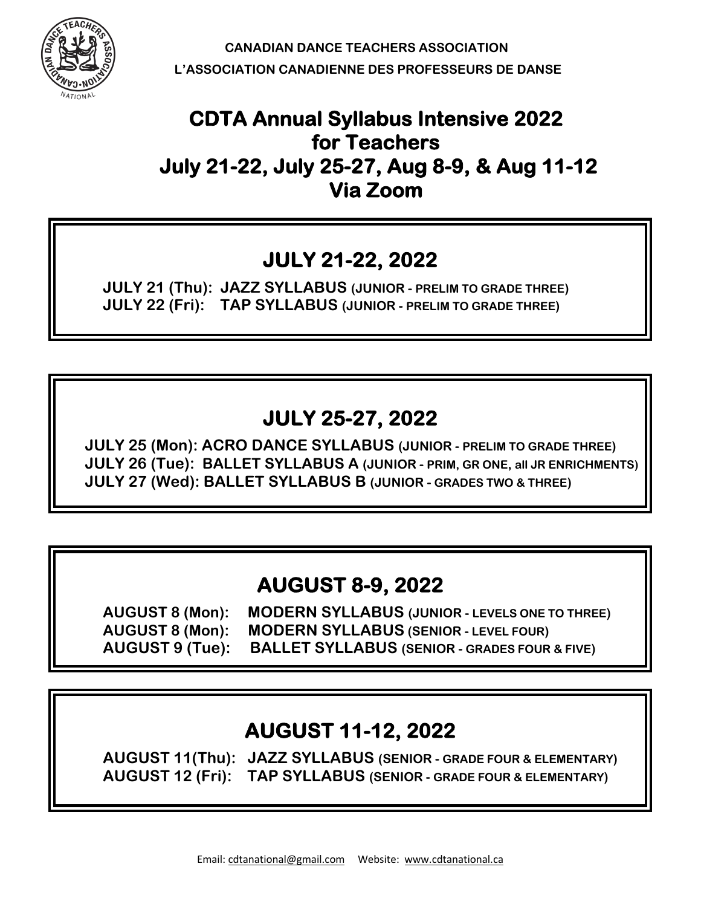**CANADIAN DANCE TEACHERS ASSOCIATION**

**L'ASSOCIATION CANADIENNE DES PROFESSEURS DE DANSE**

# CDTA Annual Syllabus Intensive 2022 for Teachers July 21-22, July 25-27, Aug 8-9, & Aug 11-12 Via Zoom

## JULY 21-22, 2022

**JULY 21 (Thu): JAZZ SYLLABUS (JUNIOR - PRELIM TO GRADE THREE)**
**JULY 22 (Fri): TAP SYLLABUS (JUNIOR - PRELIM TO GRADE THREE)**

## JULY 25-27, 2022

**JULY 25 (Mon): ACRO DANCE SYLLABUS (JUNIOR - PRELIM TO GRADE THREE)**
**JULY 26 (Tue): BALLET SYLLABUS A (JUNIOR - PRIM, GR ONE, all JR ENRICHMENTS)**
**JULY 27 (Wed): BALLET SYLLABUS B (JUNIOR - GRADES TWO & THREE)**

## AUGUST 8-9, 2022

**AUGUST 8 (Mon): MODERN SYLLABUS (JUNIOR - LEVELS ONE TO THREE)**
**AUGUST 8 (Mon): MODERN SYLLABUS (SENIOR - LEVEL FOUR)**
**AUGUST 9 (Tue): BALLET SYLLABUS (SENIOR - GRADES FOUR & FIVE)**

## AUGUST 11-12, 2022

**AUGUST 11(Thu): JAZZ SYLLABUS (SENIOR - GRADE FOUR & ELEMENTARY)**
**AUGUST 12 (Fri): TAP SYLLABUS (SENIOR - GRADE FOUR & ELEMENTARY)**

Email: cdtanational@gmail.com Website: www.cdtanational.ca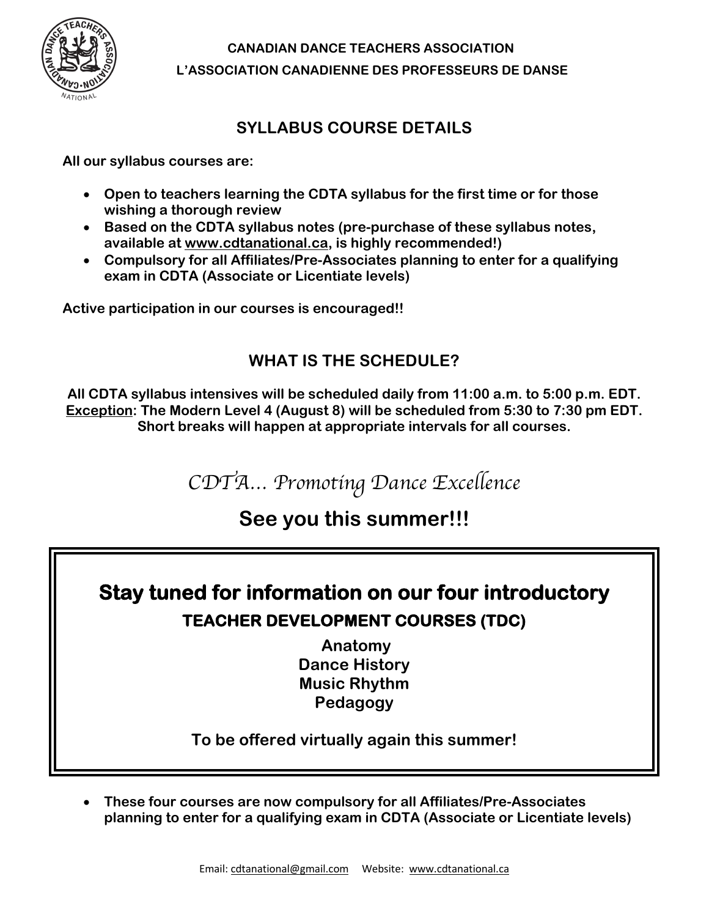**CANADIAN DANCE TEACHERS ASSOCIATION**

**L'ASSOCIATION CANADIENNE DES PROFESSEURS DE DANSE**

## SYLLABUS COURSE DETAILS

**All our syllabus courses are:**

- **Open to teachers learning the CDTA syllabus for the first time or for those wishing a thorough review**
- **Based on the CDTA syllabus notes (pre-purchase of these syllabus notes, available at www.cdtanational.ca, is highly recommended!)**
- **Compulsory for all Affiliates/Pre-Associates planning to enter for a qualifying exam in CDTA (Associate or Licentiate levels)**

**Active participation in our courses is encouraged!!**

## WHAT IS THE SCHEDULE?

**All CDTA syllabus intensives will be scheduled daily from 11:00 a.m. to 5:00 p.m. EDT.**
**Exception: The Modern Level 4 (August 8) will be scheduled from 5:30 to 7:30 pm EDT.**
**Short breaks will happen at appropriate intervals for all courses.**

*CDTA… Promoting Dance Excellence*

## See you this summer!!!

## Stay tuned for information on our four introductory

### TEACHER DEVELOPMENT COURSES (TDC)

**Anatomy**
**Dance History**
**Music Rhythm**
**Pedagogy**

**To be offered virtually again this summer!**

- **These four courses are now compulsory for all Affiliates/Pre-Associates planning to enter for a qualifying exam in CDTA (Associate or Licentiate levels)**

Email: cdtanational@gmail.com Website: www.cdtanational.ca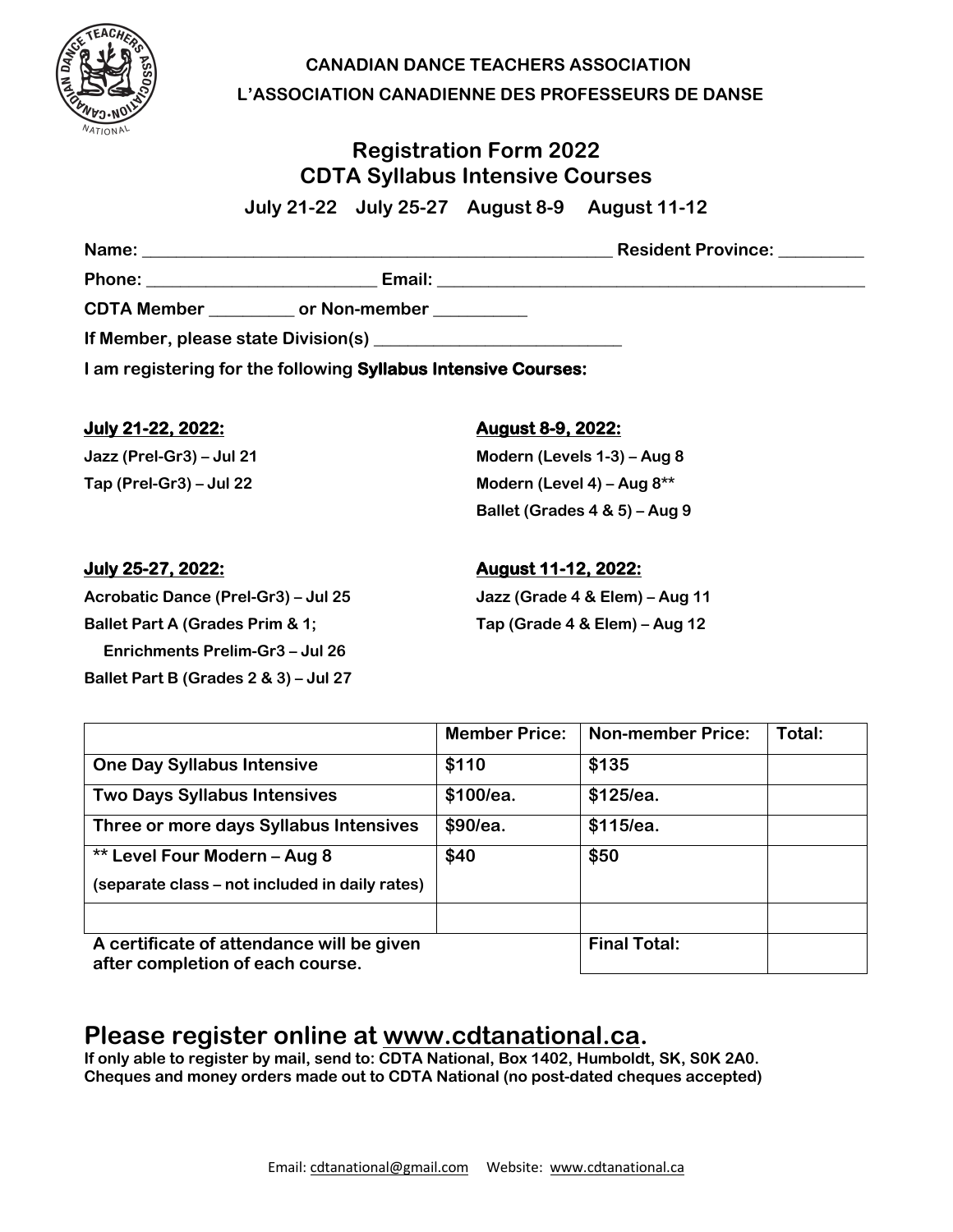**CANADIAN DANCE TEACHERS ASSOCIATION**

**L'ASSOCIATION CANADIENNE DES PROFESSEURS DE DANSE**

## Registration Form 2022
## CDTA Syllabus Intensive Courses

**July 21-22 July 25-27 August 8-9 August 11-12**

**Name:** ______________________________ **Resident Province:** __________

**Phone:** __________________________ **Email:** ______________________________

**CDTA Member** __________ **or Non-member** __________

**If Member, please state Division(s)** ____________________________

**I am registering for the following Syllabus Intensive Courses:**

**July 21-22, 2022:**

**Jazz (Prel-Gr3) – Jul 21**

**Tap (Prel-Gr3) – Jul 22**

**July 25-27, 2022:**

**Acrobatic Dance (Prel-Gr3) – Jul 25**

**Ballet Part A (Grades Prim & 1; Enrichments Prelim-Gr3 – Jul 26**

**Ballet Part B (Grades 2 & 3) – Jul 27**

**August 8-9, 2022:**

**Modern (Levels 1-3) – Aug 8**

**Modern (Level 4) – Aug 8****

**Ballet (Grades 4 & 5) – Aug 9**

**August 11-12, 2022:**

**Jazz (Grade 4 & Elem) – Aug 11**

**Tap (Grade 4 & Elem) – Aug 12**

| | Member Price: | Non-member Price: | Total: |
|---|---|---|---|
| One Day Syllabus Intensive | $110 | $135 | |
| Two Days Syllabus Intensives | $100/ea. | $125/ea. | |
| Three or more days Syllabus Intensives | $90/ea. | $115/ea. | |
| ** Level Four Modern – Aug 8 (separate class – not included in daily rates) | $40 | $50 | |
| | | | |
| A certificate of attendance will be given after completion of each course. | | Final Total: | |

# Please register online at www.cdtanational.ca.

**If only able to register by mail, send to: CDTA National, Box 1402, Humboldt, SK, S0K 2A0.**
**Cheques and money orders made out to CDTA National (no post-dated cheques accepted)**

Email: cdtanational@gmail.com Website: www.cdtanational.ca